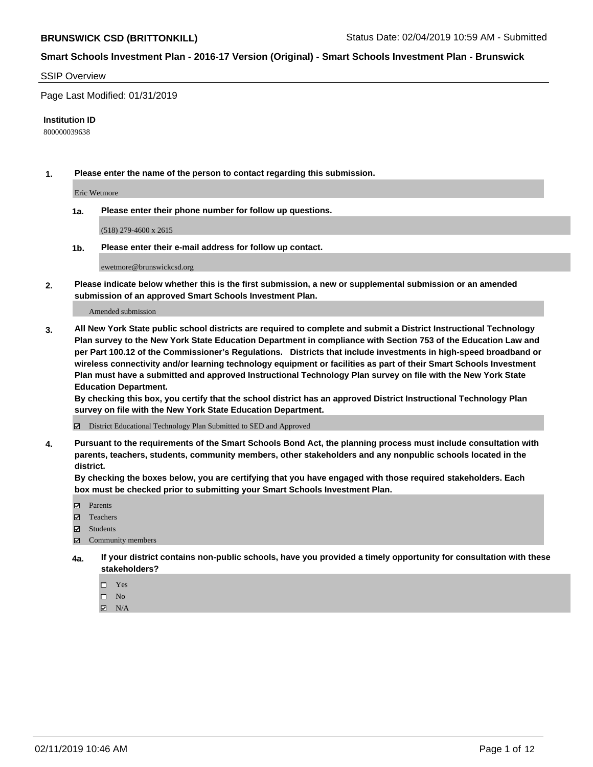**BRUNSWICK CSD (BRITTONKILL)**

Status Date: 02/04/2019 10:59 AM - Submitted

**Smart Schools Investment Plan - 2016-17 Version (Original) - Smart Schools Investment Plan - Brunswick**

SSIP Overview

Page Last Modified: 01/31/2019

**Institution ID**

800000039638

**1. Please enter the name of the person to contact regarding this submission.**

Eric Wetmore

**1a. Please enter their phone number for follow up questions.**

(518) 279-4600 x 2615

**1b. Please enter their e-mail address for follow up contact.**

ewetmore@brunswickcsd.org

**2. Please indicate below whether this is the first submission, a new or supplemental submission or an amended submission of an approved Smart Schools Investment Plan.**

Amended submission

**3. All New York State public school districts are required to complete and submit a District Instructional Technology Plan survey to the New York State Education Department in compliance with Section 753 of the Education Law and per Part 100.12 of the Commissioner's Regulations. Districts that include investments in high-speed broadband or wireless connectivity and/or learning technology equipment or facilities as part of their Smart Schools Investment Plan must have a submitted and approved Instructional Technology Plan survey on file with the New York State Education Department.**
**By checking this box, you certify that the school district has an approved District Instructional Technology Plan survey on file with the New York State Education Department.**

☑ District Educational Technology Plan Submitted to SED and Approved

**4. Pursuant to the requirements of the Smart Schools Bond Act, the planning process must include consultation with parents, teachers, students, community members, other stakeholders and any nonpublic schools located in the district.**
**By checking the boxes below, you are certifying that you have engaged with those required stakeholders. Each box must be checked prior to submitting your Smart Schools Investment Plan.**

☑ Parents
☑ Teachers
☑ Students
☑ Community members

**4a. If your district contains non-public schools, have you provided a timely opportunity for consultation with these stakeholders?**

☐ Yes
☐ No
☑ N/A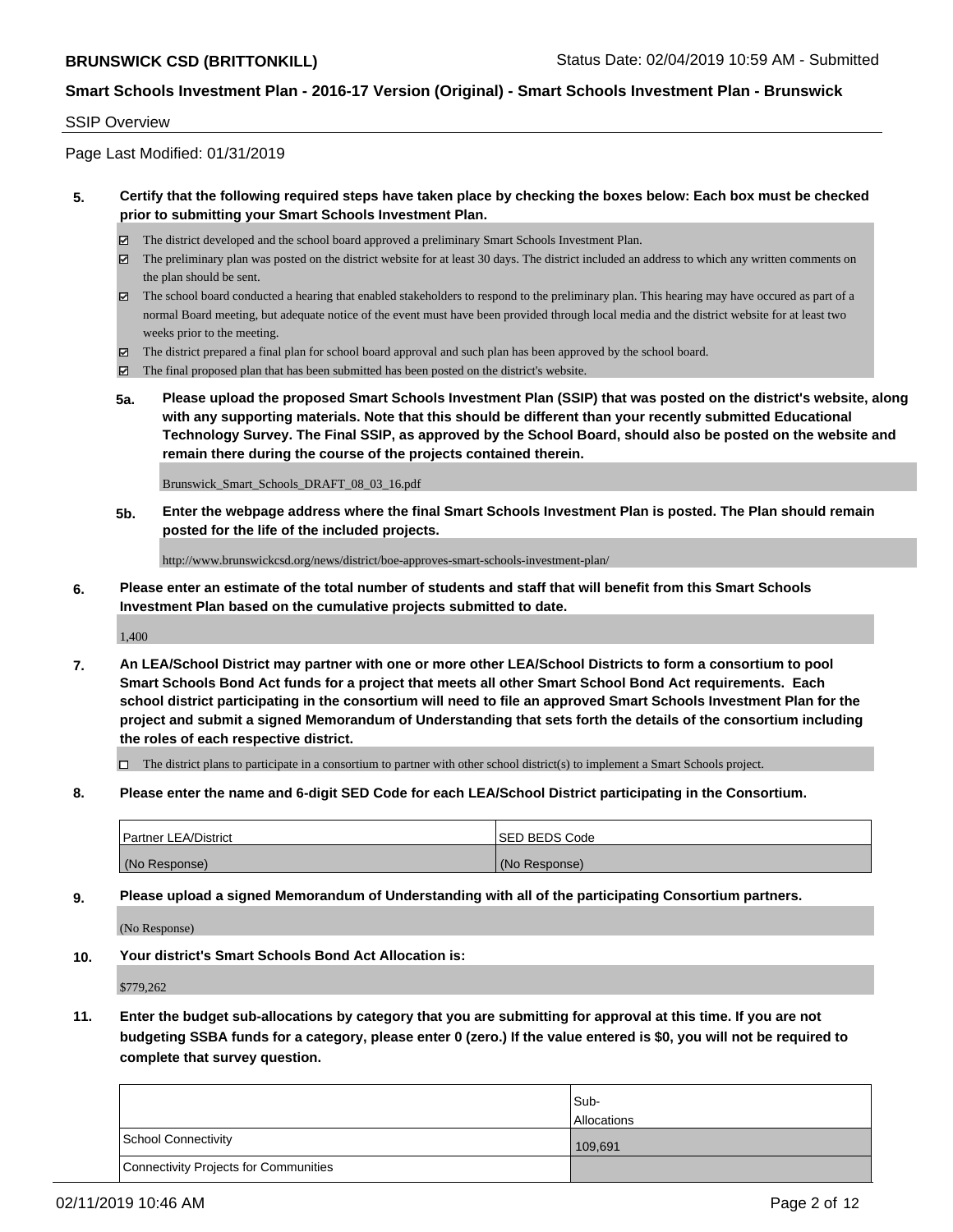SSIP Overview

Page Last Modified: 01/31/2019

**5. Certify that the following required steps have taken place by checking the boxes below: Each box must be checked prior to submitting your Smart Schools Investment Plan.**

- ☑ The district developed and the school board approved a preliminary Smart Schools Investment Plan.
- ☑ The preliminary plan was posted on the district website for at least 30 days. The district included an address to which any written comments on the plan should be sent.
- ☑ The school board conducted a hearing that enabled stakeholders to respond to the preliminary plan. This hearing may have occured as part of a normal Board meeting, but adequate notice of the event must have been provided through local media and the district website for at least two weeks prior to the meeting.
- ☑ The district prepared a final plan for school board approval and such plan has been approved by the school board.
- ☑ The final proposed plan that has been submitted has been posted on the district's website.

**5a. Please upload the proposed Smart Schools Investment Plan (SSIP) that was posted on the district's website, along with any supporting materials. Note that this should be different than your recently submitted Educational Technology Survey. The Final SSIP, as approved by the School Board, should also be posted on the website and remain there during the course of the projects contained therein.**

Brunswick_Smart_Schools_DRAFT_08_03_16.pdf

**5b. Enter the webpage address where the final Smart Schools Investment Plan is posted. The Plan should remain posted for the life of the included projects.**

http://www.brunswickcsd.org/news/district/boe-approves-smart-schools-investment-plan/

**6. Please enter an estimate of the total number of students and staff that will benefit from this Smart Schools Investment Plan based on the cumulative projects submitted to date.**

1,400

**7. An LEA/School District may partner with one or more other LEA/School Districts to form a consortium to pool Smart Schools Bond Act funds for a project that meets all other Smart School Bond Act requirements. Each school district participating in the consortium will need to file an approved Smart Schools Investment Plan for the project and submit a signed Memorandum of Understanding that sets forth the details of the consortium including the roles of each respective district.**

- ☐ The district plans to participate in a consortium to partner with other school district(s) to implement a Smart Schools project.

**8. Please enter the name and 6-digit SED Code for each LEA/School District participating in the Consortium.**

| Partner LEA/District | SED BEDS Code |
|---|---|
| (No Response) | (No Response) |

**9. Please upload a signed Memorandum of Understanding with all of the participating Consortium partners.**

(No Response)

**10. Your district's Smart Schools Bond Act Allocation is:**

$779,262

**11. Enter the budget sub-allocations by category that you are submitting for approval at this time. If you are not budgeting SSBA funds for a category, please enter 0 (zero.) If the value entered is $0, you will not be required to complete that survey question.**

| | Sub-Allocations |
|---|---|
| School Connectivity | 109,691 |
| Connectivity Projects for Communities | |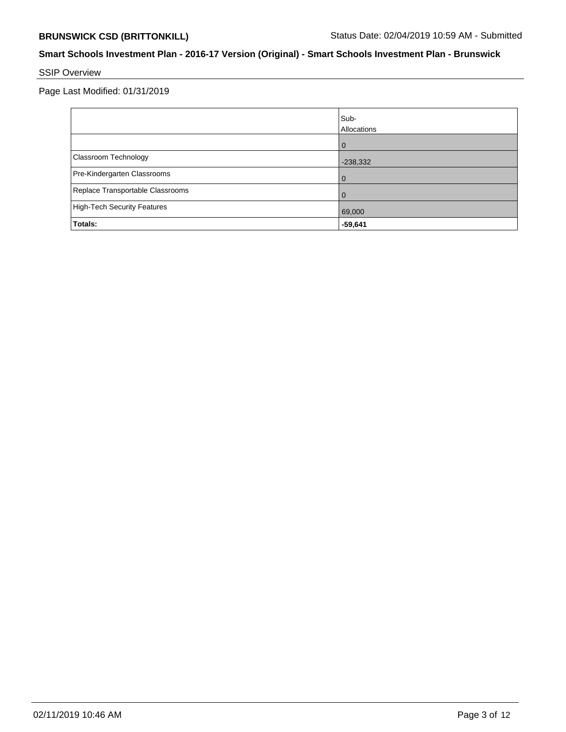## Smart Schools Investment Plan - 2016-17 Version (Original) - Smart Schools Investment Plan - Brunswick

SSIP Overview

Page Last Modified: 01/31/2019

| | Sub-Allocations |
|---|---|
| | 0 |
| Classroom Technology | -238,332 |
| Pre-Kindergarten Classrooms | 0 |
| Replace Transportable Classrooms | 0 |
| High-Tech Security Features | 69,000 |
| **Totals:** | **-59,641** |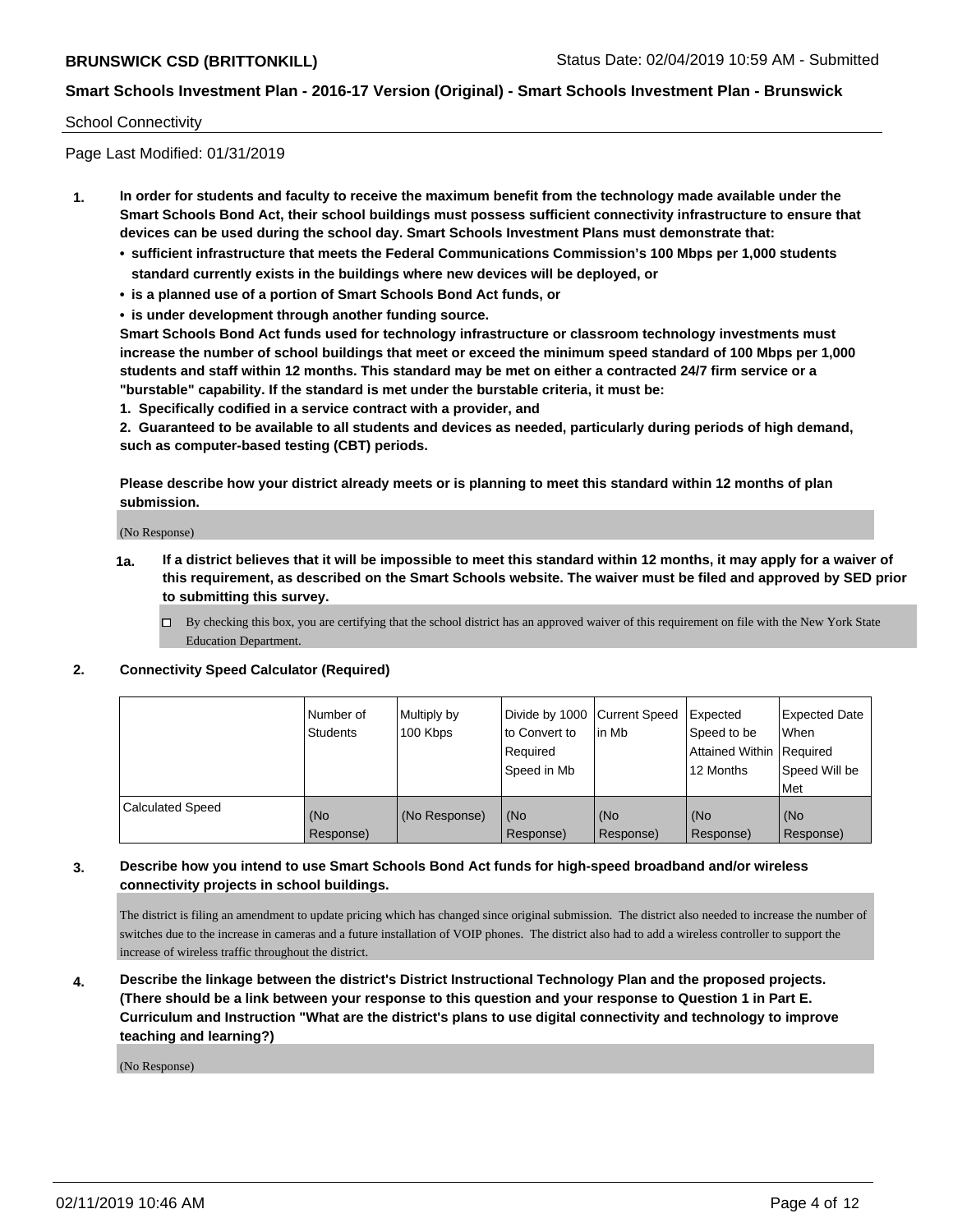School Connectivity

Page Last Modified: 01/31/2019

**1. In order for students and faculty to receive the maximum benefit from the technology made available under the Smart Schools Bond Act, their school buildings must possess sufficient connectivity infrastructure to ensure that devices can be used during the school day. Smart Schools Investment Plans must demonstrate that:**

- **sufficient infrastructure that meets the Federal Communications Commission's 100 Mbps per 1,000 students standard currently exists in the buildings where new devices will be deployed, or**
- **is a planned use of a portion of Smart Schools Bond Act funds, or**
- **is under development through another funding source.**

**Smart Schools Bond Act funds used for technology infrastructure or classroom technology investments must increase the number of school buildings that meet or exceed the minimum speed standard of 100 Mbps per 1,000 students and staff within 12 months. This standard may be met on either a contracted 24/7 firm service or a "burstable" capability. If the standard is met under the burstable criteria, it must be:**

**1. Specifically codified in a service contract with a provider, and**

**2. Guaranteed to be available to all students and devices as needed, particularly during periods of high demand, such as computer-based testing (CBT) periods.**

**Please describe how your district already meets or is planning to meet this standard within 12 months of plan submission.**

(No Response)

**1a. If a district believes that it will be impossible to meet this standard within 12 months, it may apply for a waiver of this requirement, as described on the Smart Schools website. The waiver must be filed and approved by SED prior to submitting this survey.**

☐ By checking this box, you are certifying that the school district has an approved waiver of this requirement on file with the New York State Education Department.

**2. Connectivity Speed Calculator (Required)**

| | Number of Students | Multiply by 100 Kbps | Divide by 1000 to Convert to Required Speed in Mb | Current Speed in Mb | Expected Speed to be Attained Within 12 Months | Expected Date When Required Speed Will be Met |
|---|---|---|---|---|---|---|
| Calculated Speed | (No Response) | (No Response) | (No Response) | (No Response) | (No Response) | (No Response) |

**3. Describe how you intend to use Smart Schools Bond Act funds for high-speed broadband and/or wireless connectivity projects in school buildings.**

The district is filing an amendment to update pricing which has changed since original submission. The district also needed to increase the number of switches due to the increase in cameras and a future installation of VOIP phones. The district also had to add a wireless controller to support the increase of wireless traffic throughout the district.

**4. Describe the linkage between the district's District Instructional Technology Plan and the proposed projects. (There should be a link between your response to this question and your response to Question 1 in Part E. Curriculum and Instruction "What are the district's plans to use digital connectivity and technology to improve teaching and learning?)**

(No Response)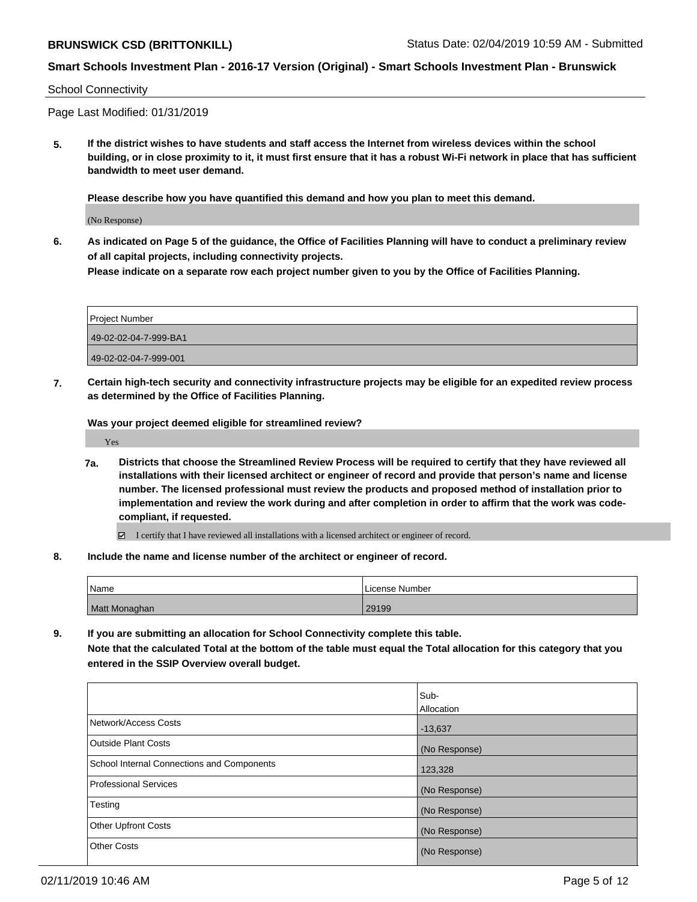School Connectivity

Page Last Modified: 01/31/2019

**5. If the district wishes to have students and staff access the Internet from wireless devices within the school building, or in close proximity to it, it must first ensure that it has a robust Wi-Fi network in place that has sufficient bandwidth to meet user demand.**

**Please describe how you have quantified this demand and how you plan to meet this demand.**

(No Response)

**6. As indicated on Page 5 of the guidance, the Office of Facilities Planning will have to conduct a preliminary review of all capital projects, including connectivity projects.**

**Please indicate on a separate row each project number given to you by the Office of Facilities Planning.**

| Project Number |
| --- |
| 49-02-02-04-7-999-BA1 |
| 49-02-02-04-7-999-001 |

**7. Certain high-tech security and connectivity infrastructure projects may be eligible for an expedited review process as determined by the Office of Facilities Planning.**

**Was your project deemed eligible for streamlined review?**

Yes

**7a. Districts that choose the Streamlined Review Process will be required to certify that they have reviewed all installations with their licensed architect or engineer of record and provide that person's name and license number. The licensed professional must review the products and proposed method of installation prior to implementation and review the work during and after completion in order to affirm that the work was code-compliant, if requested.**

☑ I certify that I have reviewed all installations with a licensed architect or engineer of record.

**8. Include the name and license number of the architect or engineer of record.**

| Name | License Number |
| --- | --- |
| Matt Monaghan | 29199 |

**9. If you are submitting an allocation for School Connectivity complete this table.**
**Note that the calculated Total at the bottom of the table must equal the Total allocation for this category that you entered in the SSIP Overview overall budget.**

| | Sub-Allocation |
| --- | --- |
| Network/Access Costs | -13,637 |
| Outside Plant Costs | (No Response) |
| School Internal Connections and Components | 123,328 |
| Professional Services | (No Response) |
| Testing | (No Response) |
| Other Upfront Costs | (No Response) |
| Other Costs | (No Response) |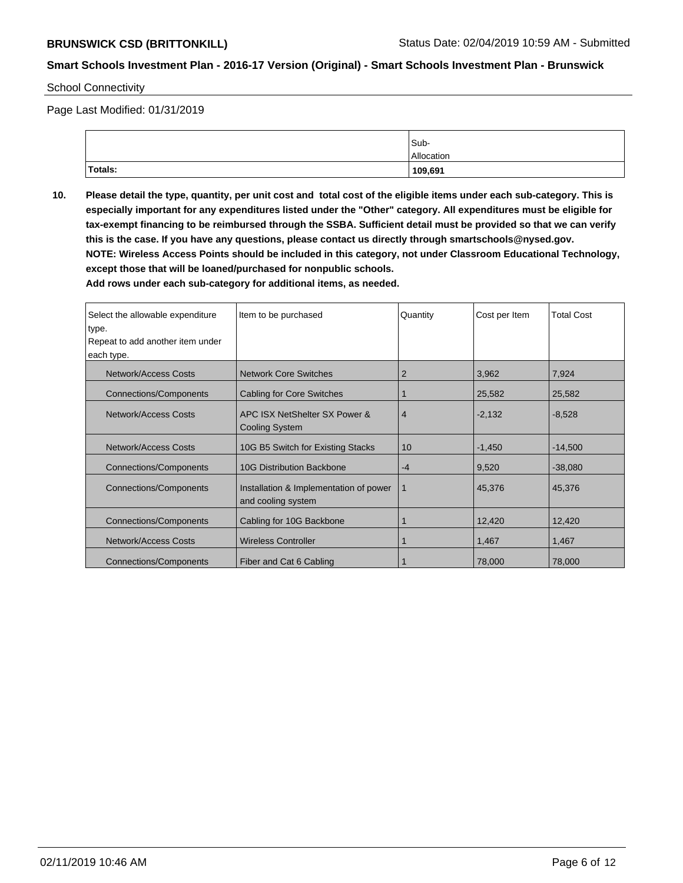School Connectivity

Page Last Modified: 01/31/2019

| | Sub-Allocation |
|---|---|
| **Totals:** | **109,691** |

**10. Please detail the type, quantity, per unit cost and total cost of the eligible items under each sub-category. This is especially important for any expenditures listed under the "Other" category. All expenditures must be eligible for tax-exempt financing to be reimbursed through the SSBA. Sufficient detail must be provided so that we can verify this is the case. If you have any questions, please contact us directly through smartschools@nysed.gov.**
**NOTE: Wireless Access Points should be included in this category, not under Classroom Educational Technology, except those that will be loaned/purchased for nonpublic schools.**
**Add rows under each sub-category for additional items, as needed.**

| Select the allowable expenditure type. Repeat to add another item under each type. | Item to be purchased | Quantity | Cost per Item | Total Cost |
|---|---|---|---|---|
| Network/Access Costs | Network Core Switches | 2 | 3,962 | 7,924 |
| Connections/Components | Cabling for Core Switches | 1 | 25,582 | 25,582 |
| Network/Access Costs | APC ISX NetShelter SX Power & Cooling System | 4 | -2,132 | -8,528 |
| Network/Access Costs | 10G B5 Switch for Existing Stacks | 10 | -1,450 | -14,500 |
| Connections/Components | 10G Distribution Backbone | -4 | 9,520 | -38,080 |
| Connections/Components | Installation & Implementation of power and cooling system | 1 | 45,376 | 45,376 |
| Connections/Components | Cabling for 10G Backbone | 1 | 12,420 | 12,420 |
| Network/Access Costs | Wireless Controller | 1 | 1,467 | 1,467 |
| Connections/Components | Fiber and Cat 6 Cabling | 1 | 78,000 | 78,000 |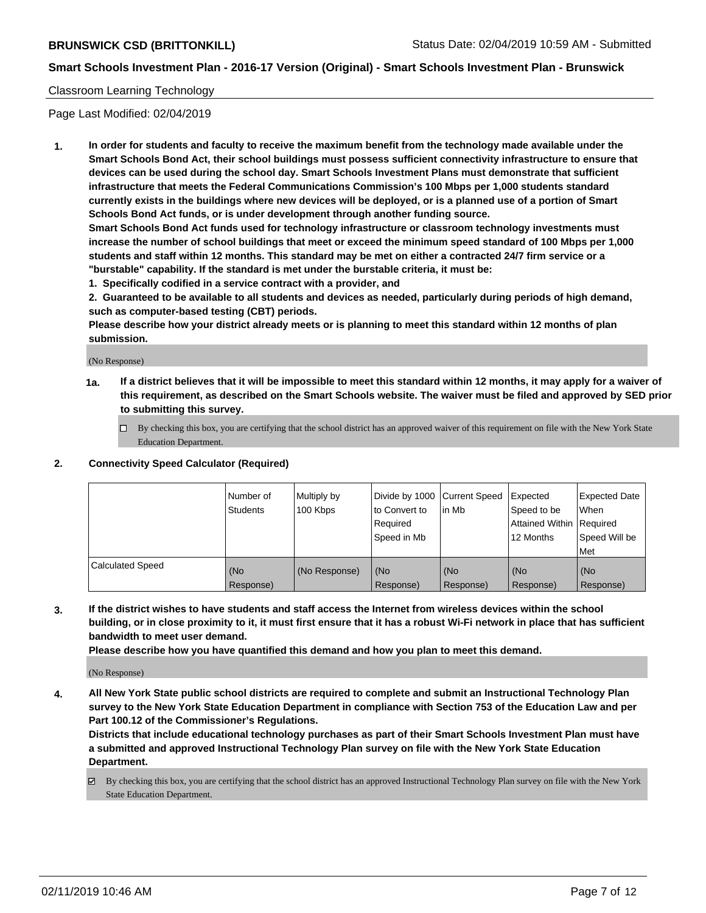**BRUNSWICK CSD (BRITTONKILL)** Status Date: 02/04/2019 10:59 AM - Submitted

**Smart Schools Investment Plan - 2016-17 Version (Original) - Smart Schools Investment Plan - Brunswick**

Classroom Learning Technology

Page Last Modified: 02/04/2019

**1. In order for students and faculty to receive the maximum benefit from the technology made available under the Smart Schools Bond Act, their school buildings must possess sufficient connectivity infrastructure to ensure that devices can be used during the school day. Smart Schools Investment Plans must demonstrate that sufficient infrastructure that meets the Federal Communications Commission's 100 Mbps per 1,000 students standard currently exists in the buildings where new devices will be deployed, or is a planned use of a portion of Smart Schools Bond Act funds, or is under development through another funding source.**

**Smart Schools Bond Act funds used for technology infrastructure or classroom technology investments must increase the number of school buildings that meet or exceed the minimum speed standard of 100 Mbps per 1,000 students and staff within 12 months. This standard may be met on either a contracted 24/7 firm service or a "burstable" capability. If the standard is met under the burstable criteria, it must be:**

**1. Specifically codified in a service contract with a provider, and**

**2. Guaranteed to be available to all students and devices as needed, particularly during periods of high demand, such as computer-based testing (CBT) periods.**

**Please describe how your district already meets or is planning to meet this standard within 12 months of plan submission.**

(No Response)

**1a. If a district believes that it will be impossible to meet this standard within 12 months, it may apply for a waiver of this requirement, as described on the Smart Schools website. The waiver must be filed and approved by SED prior to submitting this survey.**

☐ By checking this box, you are certifying that the school district has an approved waiver of this requirement on file with the New York State Education Department.

**2. Connectivity Speed Calculator (Required)**

| | Number of Students | Multiply by 100 Kbps | Divide by 1000 to Convert to Required Speed in Mb | Current Speed in Mb | Expected Speed to be Attained Within 12 Months | Expected Date When Required Speed Will be Met |
|---|---|---|---|---|---|---|
| Calculated Speed | (No Response) | (No Response) | (No Response) | (No Response) | (No Response) | (No Response) |

**3. If the district wishes to have students and staff access the Internet from wireless devices within the school building, or in close proximity to it, it must first ensure that it has a robust Wi-Fi network in place that has sufficient bandwidth to meet user demand.**

**Please describe how you have quantified this demand and how you plan to meet this demand.**

(No Response)

**4. All New York State public school districts are required to complete and submit an Instructional Technology Plan survey to the New York State Education Department in compliance with Section 753 of the Education Law and per Part 100.12 of the Commissioner's Regulations.**

**Districts that include educational technology purchases as part of their Smart Schools Investment Plan must have a submitted and approved Instructional Technology Plan survey on file with the New York State Education Department.**

☑ By checking this box, you are certifying that the school district has an approved Instructional Technology Plan survey on file with the New York State Education Department.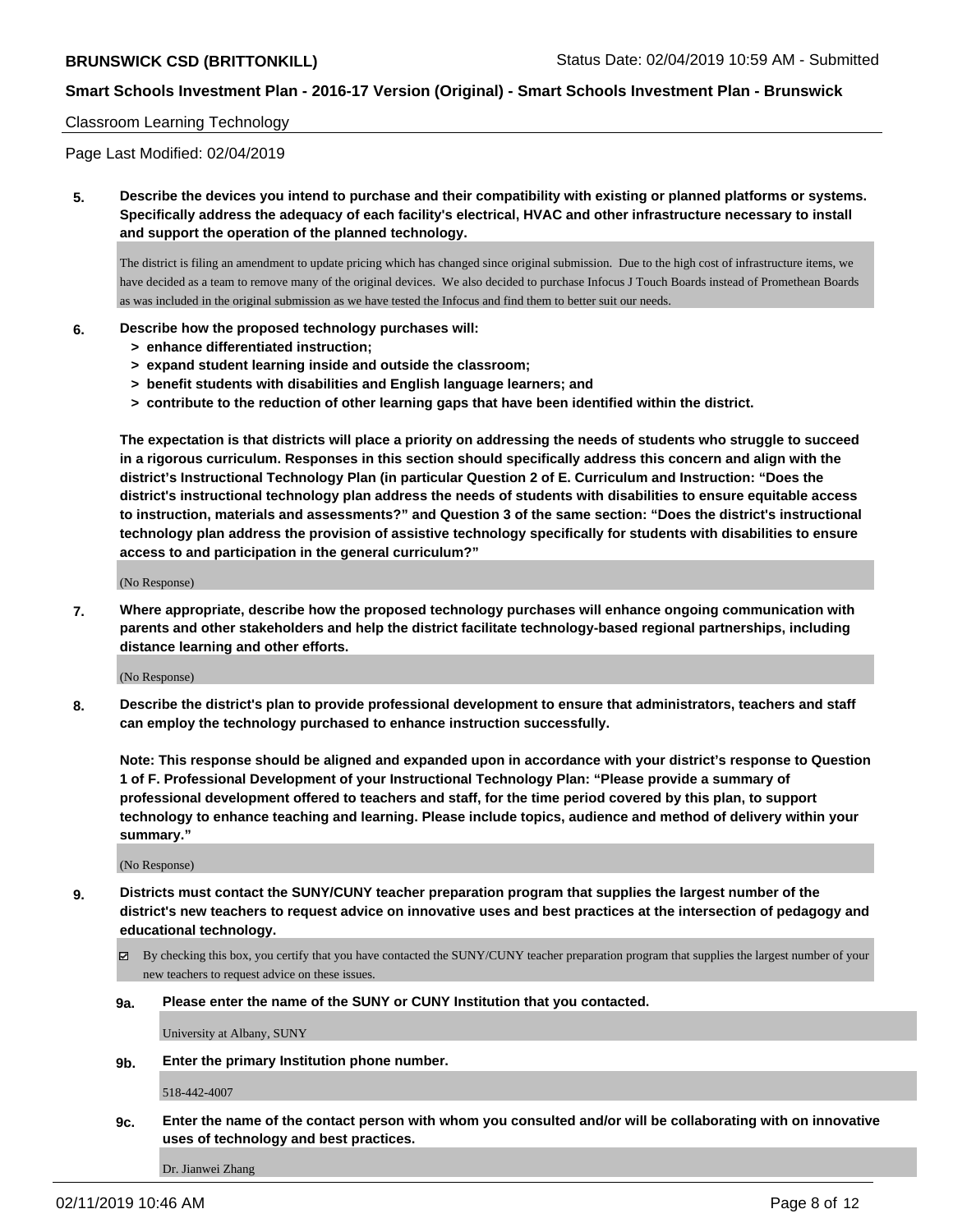Classroom Learning Technology

Page Last Modified: 02/04/2019

**5. Describe the devices you intend to purchase and their compatibility with existing or planned platforms or systems. Specifically address the adequacy of each facility's electrical, HVAC and other infrastructure necessary to install and support the operation of the planned technology.**

The district is filing an amendment to update pricing which has changed since original submission. Due to the high cost of infrastructure items, we have decided as a team to remove many of the original devices. We also decided to purchase Infocus J Touch Boards instead of Promethean Boards as was included in the original submission as we have tested the Infocus and find them to better suit our needs.

**6. Describe how the proposed technology purchases will:**
- **> enhance differentiated instruction;**
- **> expand student learning inside and outside the classroom;**
- **> benefit students with disabilities and English language learners; and**
- **> contribute to the reduction of other learning gaps that have been identified within the district.**

**The expectation is that districts will place a priority on addressing the needs of students who struggle to succeed in a rigorous curriculum. Responses in this section should specifically address this concern and align with the district's Instructional Technology Plan (in particular Question 2 of E. Curriculum and Instruction: "Does the district's instructional technology plan address the needs of students with disabilities to ensure equitable access to instruction, materials and assessments?" and Question 3 of the same section: "Does the district's instructional technology plan address the provision of assistive technology specifically for students with disabilities to ensure access to and participation in the general curriculum?"**

(No Response)

**7. Where appropriate, describe how the proposed technology purchases will enhance ongoing communication with parents and other stakeholders and help the district facilitate technology-based regional partnerships, including distance learning and other efforts.**

(No Response)

**8. Describe the district's plan to provide professional development to ensure that administrators, teachers and staff can employ the technology purchased to enhance instruction successfully.**

**Note: This response should be aligned and expanded upon in accordance with your district's response to Question 1 of F. Professional Development of your Instructional Technology Plan: "Please provide a summary of professional development offered to teachers and staff, for the time period covered by this plan, to support technology to enhance teaching and learning. Please include topics, audience and method of delivery within your summary."**

(No Response)

**9. Districts must contact the SUNY/CUNY teacher preparation program that supplies the largest number of the district's new teachers to request advice on innovative uses and best practices at the intersection of pedagogy and educational technology.**

☑ By checking this box, you certify that you have contacted the SUNY/CUNY teacher preparation program that supplies the largest number of your new teachers to request advice on these issues.

**9a. Please enter the name of the SUNY or CUNY Institution that you contacted.**

University at Albany, SUNY

**9b. Enter the primary Institution phone number.**

518-442-4007

**9c. Enter the name of the contact person with whom you consulted and/or will be collaborating with on innovative uses of technology and best practices.**

Dr. Jianwei Zhang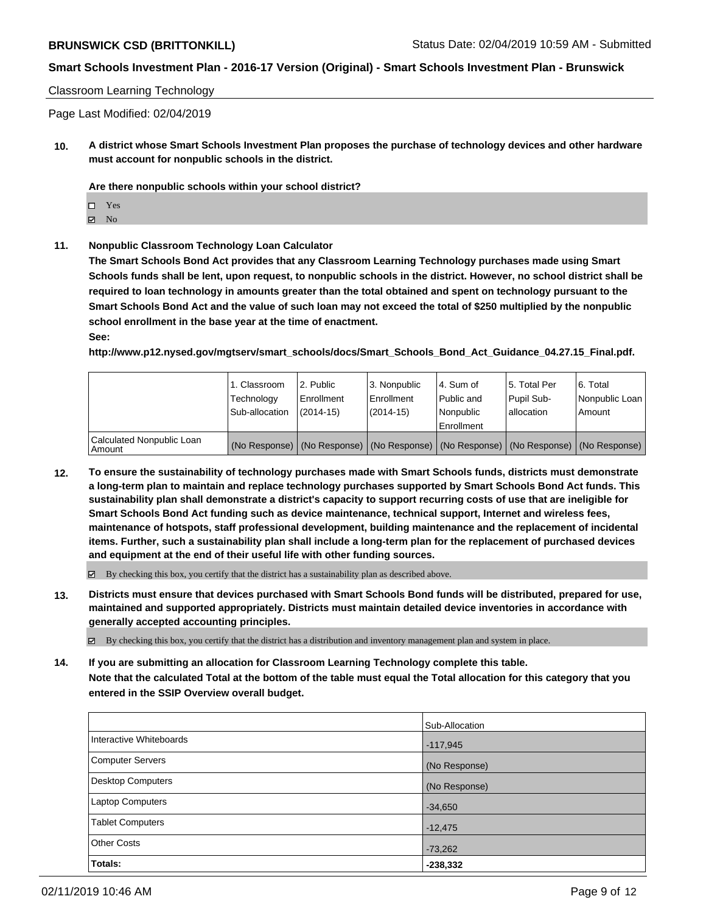Classroom Learning Technology

Page Last Modified: 02/04/2019

**10. A district whose Smart Schools Investment Plan proposes the purchase of technology devices and other hardware must account for nonpublic schools in the district.**

**Are there nonpublic schools within your school district?**

- ☐ Yes
- ☑ No

**11. Nonpublic Classroom Technology Loan Calculator**

**The Smart Schools Bond Act provides that any Classroom Learning Technology purchases made using Smart Schools funds shall be lent, upon request, to nonpublic schools in the district. However, no school district shall be required to loan technology in amounts greater than the total obtained and spent on technology pursuant to the Smart Schools Bond Act and the value of such loan may not exceed the total of $250 multiplied by the nonpublic school enrollment in the base year at the time of enactment.**

**See:**

**http://www.p12.nysed.gov/mgtserv/smart_schools/docs/Smart_Schools_Bond_Act_Guidance_04.27.15_Final.pdf.**

| | 1. Classroom Technology Sub-allocation | 2. Public Enrollment (2014-15) | 3. Nonpublic Enrollment (2014-15) | 4. Sum of Public and Nonpublic Enrollment | 5. Total Per Pupil Sub-allocation | 6. Total Nonpublic Loan Amount |
|---|---|---|---|---|---|---|
| Calculated Nonpublic Loan Amount | (No Response) | (No Response) | (No Response) | (No Response) | (No Response) | (No Response) |

**12. To ensure the sustainability of technology purchases made with Smart Schools funds, districts must demonstrate a long-term plan to maintain and replace technology purchases supported by Smart Schools Bond Act funds. This sustainability plan shall demonstrate a district's capacity to support recurring costs of use that are ineligible for Smart Schools Bond Act funding such as device maintenance, technical support, Internet and wireless fees, maintenance of hotspots, staff professional development, building maintenance and the replacement of incidental items. Further, such a sustainability plan shall include a long-term plan for the replacement of purchased devices and equipment at the end of their useful life with other funding sources.**

☑ By checking this box, you certify that the district has a sustainability plan as described above.

**13. Districts must ensure that devices purchased with Smart Schools Bond funds will be distributed, prepared for use, maintained and supported appropriately. Districts must maintain detailed device inventories in accordance with generally accepted accounting principles.**

☑ By checking this box, you certify that the district has a distribution and inventory management plan and system in place.

**14. If you are submitting an allocation for Classroom Learning Technology complete this table. Note that the calculated Total at the bottom of the table must equal the Total allocation for this category that you entered in the SSIP Overview overall budget.**

| | Sub-Allocation |
|---|---|
| Interactive Whiteboards | -117,945 |
| Computer Servers | (No Response) |
| Desktop Computers | (No Response) |
| Laptop Computers | -34,650 |
| Tablet Computers | -12,475 |
| Other Costs | -73,262 |
| **Totals:** | **-238,332** |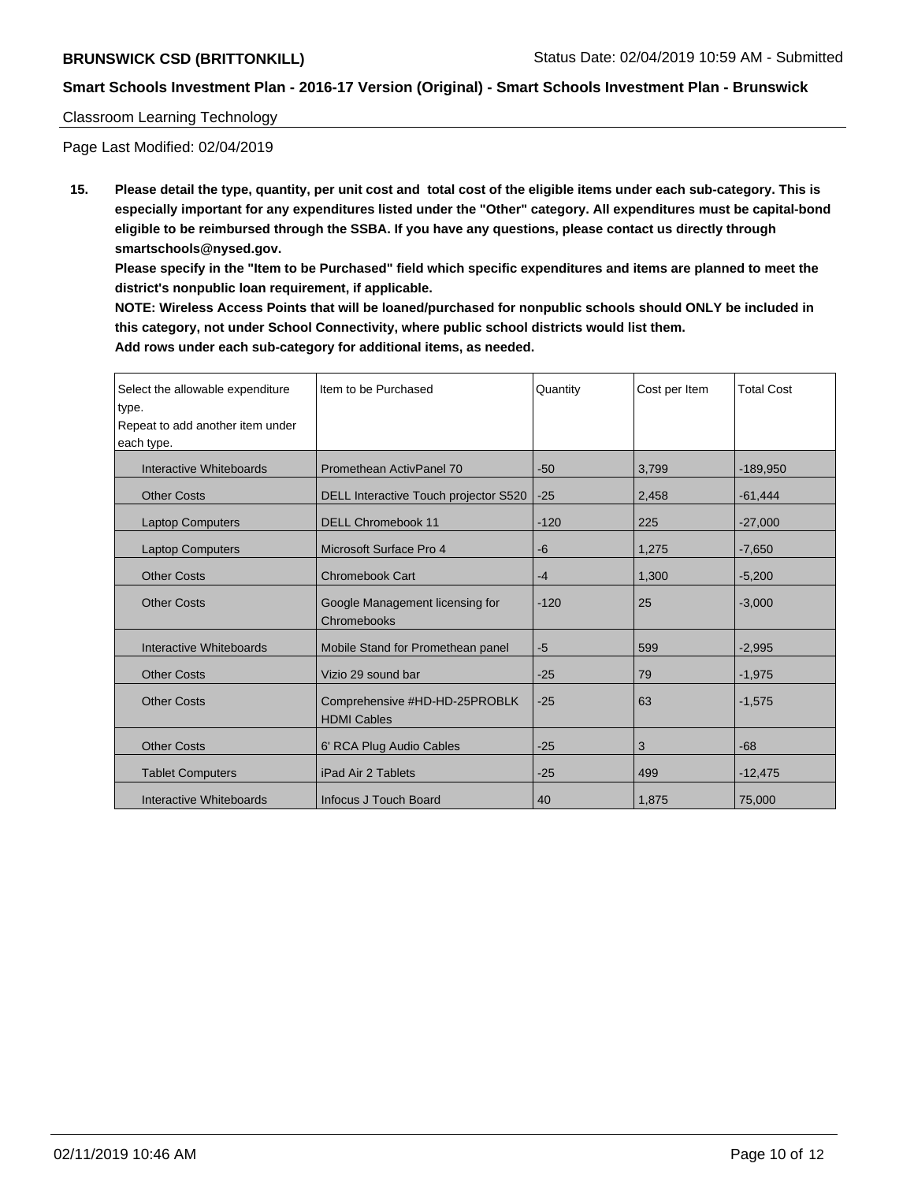Classroom Learning Technology

Page Last Modified: 02/04/2019

**15. Please detail the type, quantity, per unit cost and total cost of the eligible items under each sub-category. This is especially important for any expenditures listed under the "Other" category. All expenditures must be capital-bond eligible to be reimbursed through the SSBA. If you have any questions, please contact us directly through smartschools@nysed.gov.**

**Please specify in the "Item to be Purchased" field which specific expenditures and items are planned to meet the district's nonpublic loan requirement, if applicable.**

**NOTE: Wireless Access Points that will be loaned/purchased for nonpublic schools should ONLY be included in this category, not under School Connectivity, where public school districts would list them.**

**Add rows under each sub-category for additional items, as needed.**

| Select the allowable expenditure type. Repeat to add another item under each type. | Item to be Purchased | Quantity | Cost per Item | Total Cost |
|---|---|---|---|---|
| Interactive Whiteboards | Promethean ActivPanel 70 | -50 | 3,799 | -189,950 |
| Other Costs | DELL Interactive Touch projector S520 | -25 | 2,458 | -61,444 |
| Laptop Computers | DELL Chromebook 11 | -120 | 225 | -27,000 |
| Laptop Computers | Microsoft Surface Pro 4 | -6 | 1,275 | -7,650 |
| Other Costs | Chromebook Cart | -4 | 1,300 | -5,200 |
| Other Costs | Google Management licensing for Chromebooks | -120 | 25 | -3,000 |
| Interactive Whiteboards | Mobile Stand for Promethean panel | -5 | 599 | -2,995 |
| Other Costs | Vizio 29 sound bar | -25 | 79 | -1,975 |
| Other Costs | Comprehensive #HD-HD-25PROBLK HDMI Cables | -25 | 63 | -1,575 |
| Other Costs | 6' RCA Plug Audio Cables | -25 | 3 | -68 |
| Tablet Computers | iPad Air 2 Tablets | -25 | 499 | -12,475 |
| Interactive Whiteboards | Infocus J Touch Board | 40 | 1,875 | 75,000 |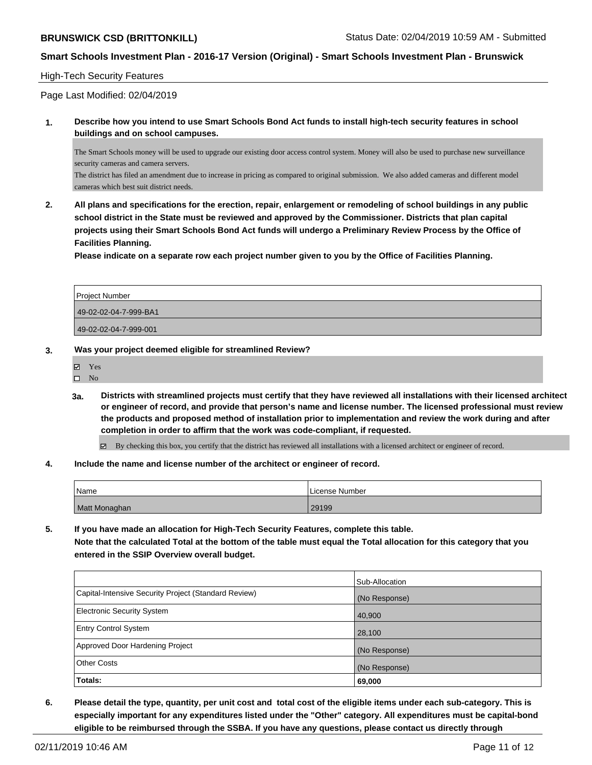High-Tech Security Features

Page Last Modified: 02/04/2019

**1. Describe how you intend to use Smart Schools Bond Act funds to install high-tech security features in school buildings and on school campuses.**

The Smart Schools money will be used to upgrade our existing door access control system. Money will also be used to purchase new surveillance security cameras and camera servers.
The district has filed an amendment due to increase in pricing as compared to original submission. We also added cameras and different model cameras which best suit district needs.

**2. All plans and specifications for the erection, repair, enlargement or remodeling of school buildings in any public school district in the State must be reviewed and approved by the Commissioner. Districts that plan capital projects using their Smart Schools Bond Act funds will undergo a Preliminary Review Process by the Office of Facilities Planning.**
**Please indicate on a separate row each project number given to you by the Office of Facilities Planning.**

| Project Number |
| --- |
| 49-02-02-04-7-999-BA1 |
| 49-02-02-04-7-999-001 |

**3. Was your project deemed eligible for streamlined Review?**

- [x] Yes
- [ ] No

**3a. Districts with streamlined projects must certify that they have reviewed all installations with their licensed architect or engineer of record, and provide that person's name and license number. The licensed professional must review the products and proposed method of installation prior to implementation and review the work during and after completion in order to affirm that the work was code-compliant, if requested.**

- [x] By checking this box, you certify that the district has reviewed all installations with a licensed architect or engineer of record.

**4. Include the name and license number of the architect or engineer of record.**

| Name | License Number |
| --- | --- |
| Matt Monaghan | 29199 |

**5. If you have made an allocation for High-Tech Security Features, complete this table.**
**Note that the calculated Total at the bottom of the table must equal the Total allocation for this category that you entered in the SSIP Overview overall budget.**

| | Sub-Allocation |
| --- | --- |
| Capital-Intensive Security Project (Standard Review) | (No Response) |
| Electronic Security System | 40,900 |
| Entry Control System | 28,100 |
| Approved Door Hardening Project | (No Response) |
| Other Costs | (No Response) |
| **Totals:** | **69,000** |

**6. Please detail the type, quantity, per unit cost and total cost of the eligible items under each sub-category. This is especially important for any expenditures listed under the "Other" category. All expenditures must be capital-bond eligible to be reimbursed through the SSBA. If you have any questions, please contact us directly through**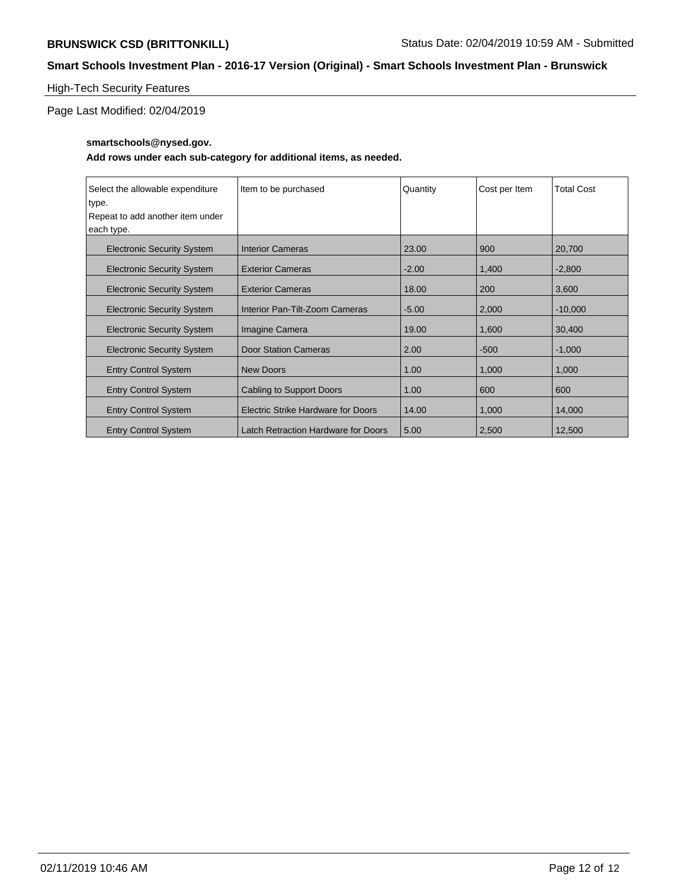High-Tech Security Features

Page Last Modified: 02/04/2019

**smartschools@nysed.gov.**

**Add rows under each sub-category for additional items, as needed.**

| Select the allowable expenditure type. Repeat to add another item under each type. | Item to be purchased | Quantity | Cost per Item | Total Cost |
|---|---|---|---|---|
| Electronic Security System | Interior Cameras | 23.00 | 900 | 20,700 |
| Electronic Security System | Exterior Cameras | -2.00 | 1,400 | -2,800 |
| Electronic Security System | Exterior Cameras | 18.00 | 200 | 3,600 |
| Electronic Security System | Interior Pan-Tilt-Zoom Cameras | -5.00 | 2,000 | -10,000 |
| Electronic Security System | Imagine Camera | 19.00 | 1,600 | 30,400 |
| Electronic Security System | Door Station Cameras | 2.00 | -500 | -1,000 |
| Entry Control System | New Doors | 1.00 | 1,000 | 1,000 |
| Entry Control System | Cabling to Support Doors | 1.00 | 600 | 600 |
| Entry Control System | Electric Strike Hardware for Doors | 14.00 | 1,000 | 14,000 |
| Entry Control System | Latch Retraction Hardware for Doors | 5.00 | 2,500 | 12,500 |